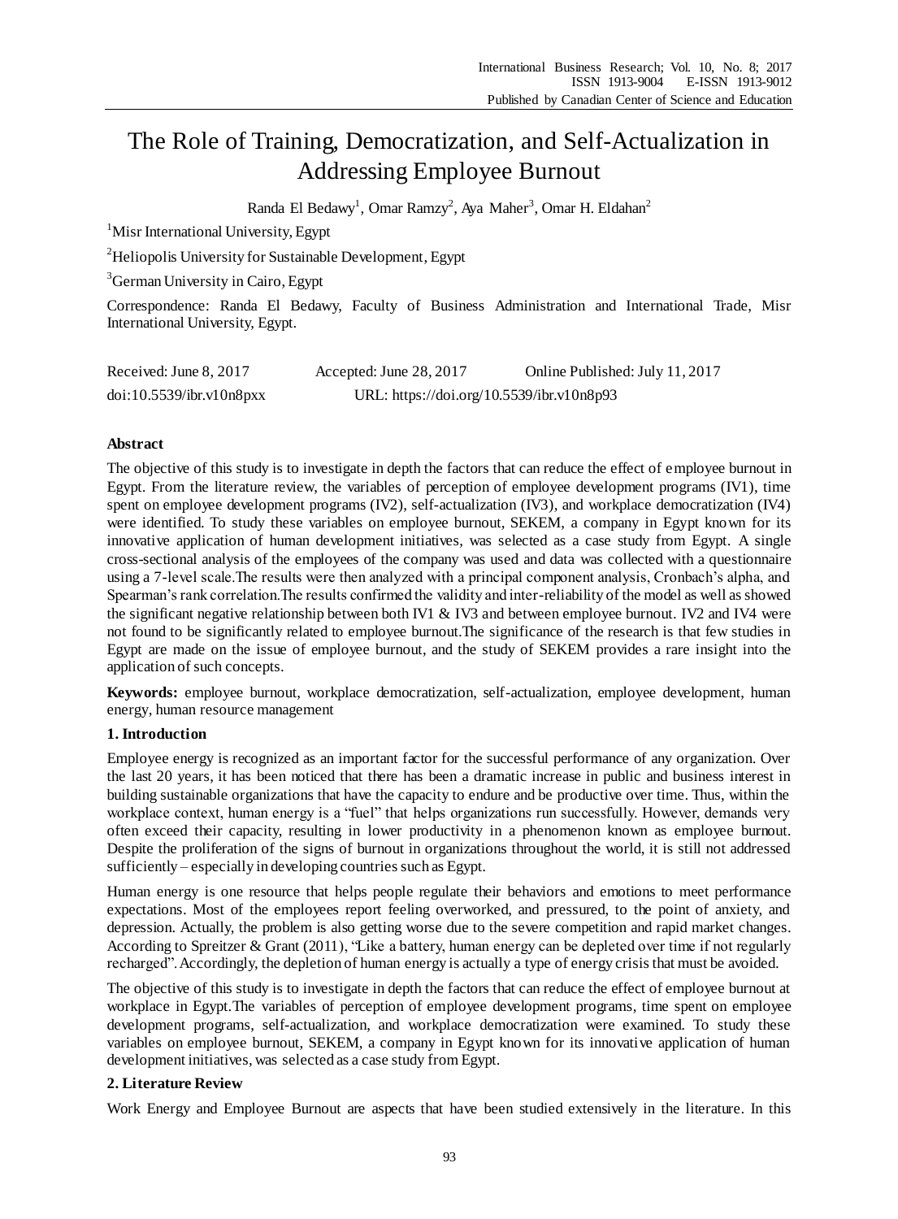International Business Research; Vol. 10, No. 8; 2017
ISSN 1913-9004 E-ISSN 1913-9012
Published by Canadian Center of Science and Education

# The Role of Training, Democratization, and Self-Actualization in Addressing Employee Burnout

Randa El Bedawy[1], Omar Ramzy[2], Aya Maher[3], Omar H. Eldahan[2]

[1]Misr International University, Egypt

[2]Heliopolis University for Sustainable Development, Egypt

[3]German University in Cairo, Egypt

Correspondence: Randa El Bedawy, Faculty of Business Administration and International Trade, Misr International University, Egypt.

Received: June 8, 2017 Accepted: June 28, 2017 Online Published: July 11, 2017

doi:10.5539/ibr.v10n8pxx URL: https://doi.org/10.5539/ibr.v10n8p93

## Abstract

The objective of this study is to investigate in depth the factors that can reduce the effect of employee burnout in Egypt. From the literature review, the variables of perception of employee development programs (IV1), time spent on employee development programs (IV2), self-actualization (IV3), and workplace democratization (IV4) were identified. To study these variables on employee burnout, SEKEM, a company in Egypt known for its innovative application of human development initiatives, was selected as a case study from Egypt. A single cross-sectional analysis of the employees of the company was used and data was collected with a questionnaire using a 7-level scale.The results were then analyzed with a principal component analysis, Cronbach's alpha, and Spearman's rank correlation.The results confirmed the validity and inter-reliability of the model as well as showed the significant negative relationship between both IV1 & IV3 and between employee burnout. IV2 and IV4 were not found to be significantly related to employee burnout.The significance of the research is that few studies in Egypt are made on the issue of employee burnout, and the study of SEKEM provides a rare insight into the application of such concepts.

**Keywords:** employee burnout, workplace democratization, self-actualization, employee development, human energy, human resource management

## 1. Introduction

Employee energy is recognized as an important factor for the successful performance of any organization. Over the last 20 years, it has been noticed that there has been a dramatic increase in public and business interest in building sustainable organizations that have the capacity to endure and be productive over time. Thus, within the workplace context, human energy is a "fuel" that helps organizations run successfully. However, demands very often exceed their capacity, resulting in lower productivity in a phenomenon known as employee burnout. Despite the proliferation of the signs of burnout in organizations throughout the world, it is still not addressed sufficiently – especially in developing countries such as Egypt.

Human energy is one resource that helps people regulate their behaviors and emotions to meet performance expectations. Most of the employees report feeling overworked, and pressured, to the point of anxiety, and depression. Actually, the problem is also getting worse due to the severe competition and rapid market changes. According to Spreitzer & Grant (2011), "Like a battery, human energy can be depleted over time if not regularly recharged". Accordingly, the depletion of human energy is actually a type of energy crisis that must be avoided.

The objective of this study is to investigate in depth the factors that can reduce the effect of employee burnout at workplace in Egypt.The variables of perception of employee development programs, time spent on employee development programs, self-actualization, and workplace democratization were examined. To study these variables on employee burnout, SEKEM, a company in Egypt known for its innovative application of human development initiatives, was selected as a case study from Egypt.

## 2. Literature Review

Work Energy and Employee Burnout are aspects that have been studied extensively in the literature. In this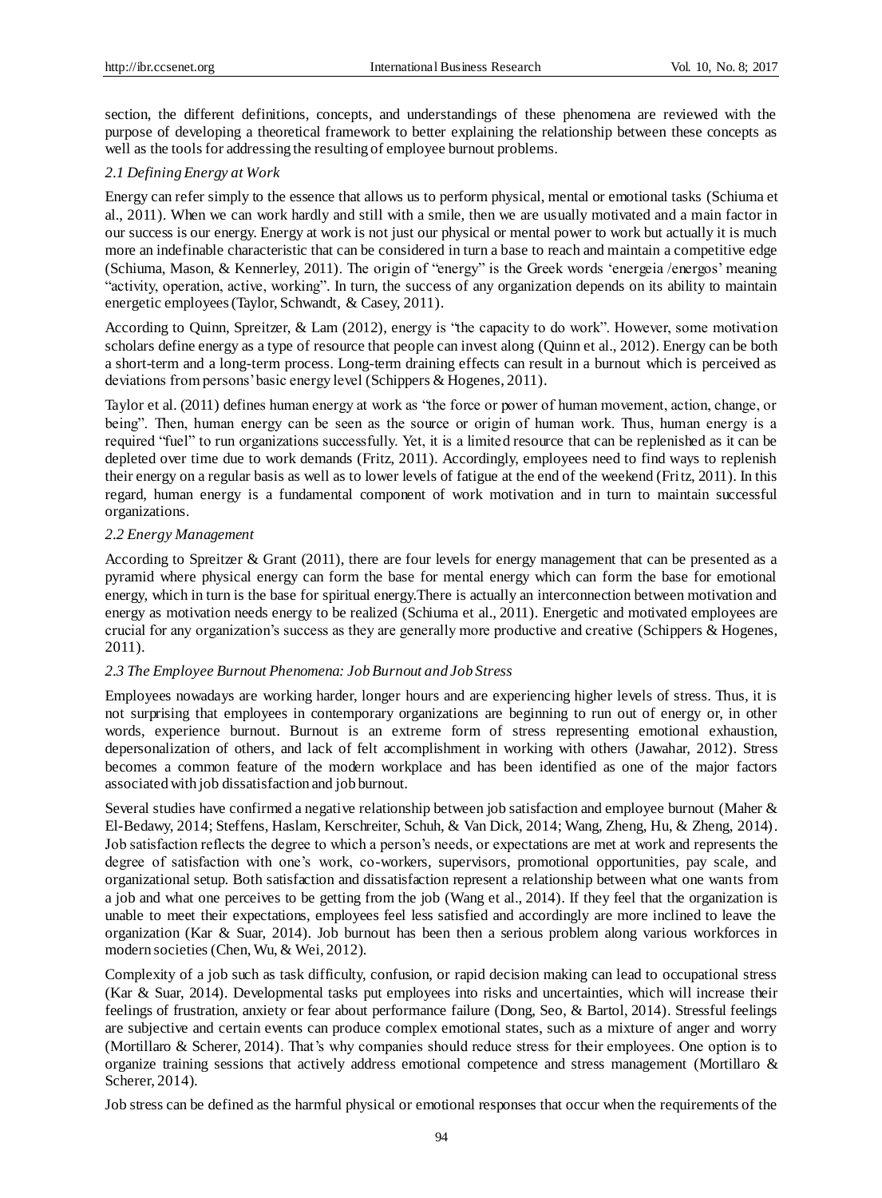section, the different definitions, concepts, and understandings of these phenomena are reviewed with the purpose of developing a theoretical framework to better explaining the relationship between these concepts as well as the tools for addressing the resulting of employee burnout problems.

### *2.1 Defining Energy at Work*

Energy can refer simply to the essence that allows us to perform physical, mental or emotional tasks (Schiuma et al., 2011). When we can work hardly and still with a smile, then we are usually motivated and a main factor in our success is our energy. Energy at work is not just our physical or mental power to work but actually it is much more an indefinable characteristic that can be considered in turn a base to reach and maintain a competitive edge (Schiuma, Mason, & Kennerley, 2011). The origin of "energy" is the Greek words 'energeia /energos' meaning "activity, operation, active, working". In turn, the success of any organization depends on its ability to maintain energetic employees (Taylor, Schwandt, & Casey, 2011).

According to Quinn, Spreitzer, & Lam (2012), energy is "the capacity to do work". However, some motivation scholars define energy as a type of resource that people can invest along (Quinn et al., 2012). Energy can be both a short-term and a long-term process. Long-term draining effects can result in a burnout which is perceived as deviations from persons' basic energy level (Schippers & Hogenes, 2011).

Taylor et al. (2011) defines human energy at work as "the force or power of human movement, action, change, or being". Then, human energy can be seen as the source or origin of human work. Thus, human energy is a required "fuel" to run organizations successfully. Yet, it is a limited resource that can be replenished as it can be depleted over time due to work demands (Fritz, 2011). Accordingly, employees need to find ways to replenish their energy on a regular basis as well as to lower levels of fatigue at the end of the weekend (Fritz, 2011). In this regard, human energy is a fundamental component of work motivation and in turn to maintain successful organizations.

### *2.2 Energy Management*

According to Spreitzer & Grant (2011), there are four levels for energy management that can be presented as a pyramid where physical energy can form the base for mental energy which can form the base for emotional energy, which in turn is the base for spiritual energy.There is actually an interconnection between motivation and energy as motivation needs energy to be realized (Schiuma et al., 2011). Energetic and motivated employees are crucial for any organization's success as they are generally more productive and creative (Schippers & Hogenes, 2011).

### *2.3 The Employee Burnout Phenomena: Job Burnout and Job Stress*

Employees nowadays are working harder, longer hours and are experiencing higher levels of stress. Thus, it is not surprising that employees in contemporary organizations are beginning to run out of energy or, in other words, experience burnout. Burnout is an extreme form of stress representing emotional exhaustion, depersonalization of others, and lack of felt accomplishment in working with others (Jawahar, 2012). Stress becomes a common feature of the modern workplace and has been identified as one of the major factors associated with job dissatisfaction and job burnout.

Several studies have confirmed a negative relationship between job satisfaction and employee burnout (Maher & El-Bedawy, 2014; Steffens, Haslam, Kerschreiter, Schuh, & Van Dick, 2014; Wang, Zheng, Hu, & Zheng, 2014). Job satisfaction reflects the degree to which a person's needs, or expectations are met at work and represents the degree of satisfaction with one's work, co-workers, supervisors, promotional opportunities, pay scale, and organizational setup. Both satisfaction and dissatisfaction represent a relationship between what one wants from a job and what one perceives to be getting from the job (Wang et al., 2014). If they feel that the organization is unable to meet their expectations, employees feel less satisfied and accordingly are more inclined to leave the organization (Kar & Suar, 2014). Job burnout has been then a serious problem along various workforces in modern societies (Chen, Wu, & Wei, 2012).

Complexity of a job such as task difficulty, confusion, or rapid decision making can lead to occupational stress (Kar & Suar, 2014). Developmental tasks put employees into risks and uncertainties, which will increase their feelings of frustration, anxiety or fear about performance failure (Dong, Seo, & Bartol, 2014). Stressful feelings are subjective and certain events can produce complex emotional states, such as a mixture of anger and worry (Mortillaro & Scherer, 2014). That's why companies should reduce stress for their employees. One option is to organize training sessions that actively address emotional competence and stress management (Mortillaro & Scherer, 2014).

Job stress can be defined as the harmful physical or emotional responses that occur when the requirements of the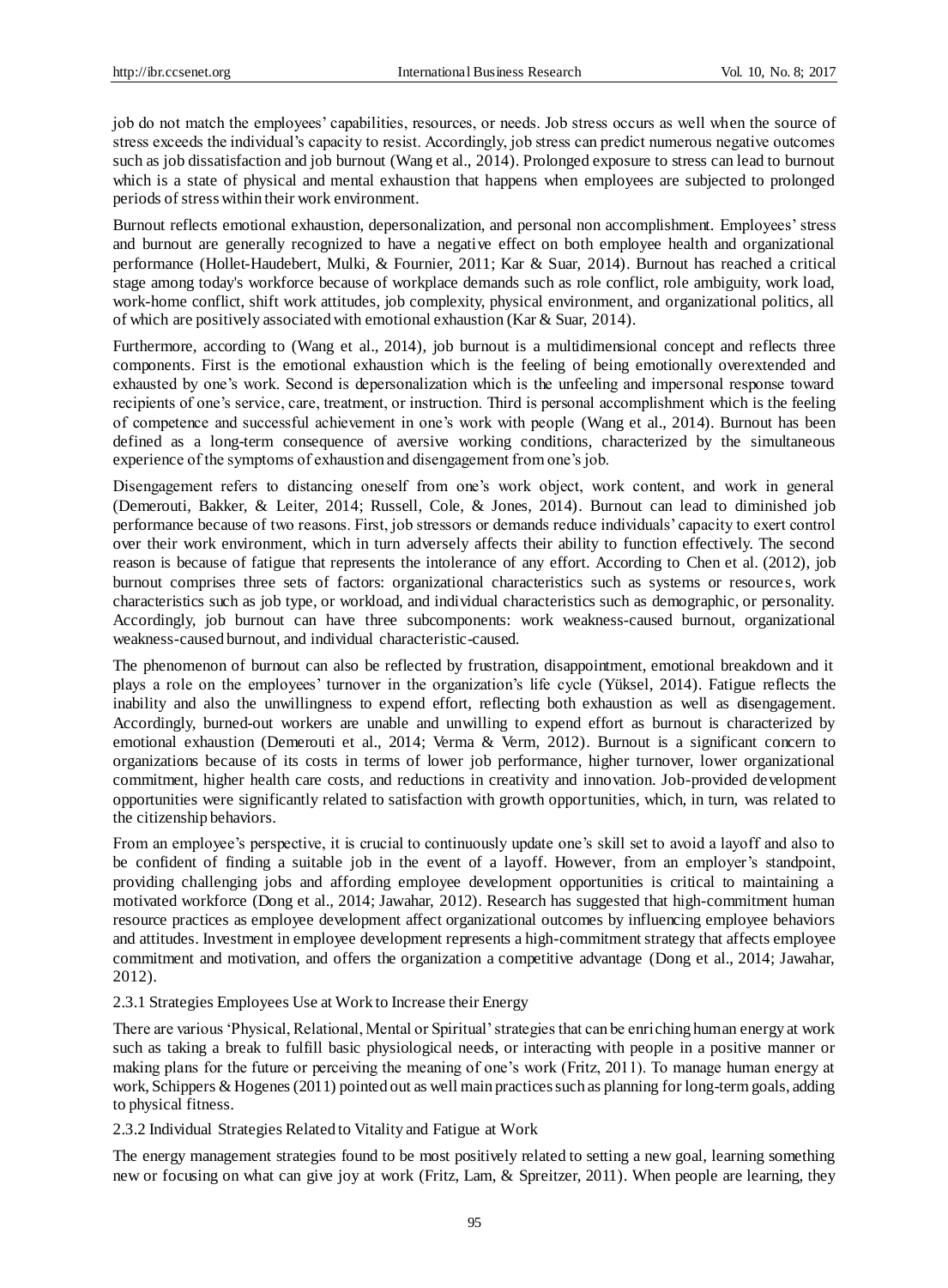job do not match the employees' capabilities, resources, or needs. Job stress occurs as well when the source of stress exceeds the individual's capacity to resist. Accordingly, job stress can predict numerous negative outcomes such as job dissatisfaction and job burnout (Wang et al., 2014). Prolonged exposure to stress can lead to burnout which is a state of physical and mental exhaustion that happens when employees are subjected to prolonged periods of stress within their work environment.

Burnout reflects emotional exhaustion, depersonalization, and personal non accomplishment. Employees' stress and burnout are generally recognized to have a negative effect on both employee health and organizational performance (Hollet-Haudebert, Mulki, & Fournier, 2011; Kar & Suar, 2014). Burnout has reached a critical stage among today's workforce because of workplace demands such as role conflict, role ambiguity, work load, work-home conflict, shift work attitudes, job complexity, physical environment, and organizational politics, all of which are positively associated with emotional exhaustion (Kar & Suar, 2014).

Furthermore, according to (Wang et al., 2014), job burnout is a multidimensional concept and reflects three components. First is the emotional exhaustion which is the feeling of being emotionally overextended and exhausted by one's work. Second is depersonalization which is the unfeeling and impersonal response toward recipients of one's service, care, treatment, or instruction. Third is personal accomplishment which is the feeling of competence and successful achievement in one's work with people (Wang et al., 2014). Burnout has been defined as a long-term consequence of aversive working conditions, characterized by the simultaneous experience of the symptoms of exhaustion and disengagement from one's job.

Disengagement refers to distancing oneself from one's work object, work content, and work in general (Demerouti, Bakker, & Leiter, 2014; Russell, Cole, & Jones, 2014). Burnout can lead to diminished job performance because of two reasons. First, job stressors or demands reduce individuals' capacity to exert control over their work environment, which in turn adversely affects their ability to function effectively. The second reason is because of fatigue that represents the intolerance of any effort. According to Chen et al. (2012), job burnout comprises three sets of factors: organizational characteristics such as systems or resources, work characteristics such as job type, or workload, and individual characteristics such as demographic, or personality. Accordingly, job burnout can have three subcomponents: work weakness-caused burnout, organizational weakness-caused burnout, and individual characteristic-caused.

The phenomenon of burnout can also be reflected by frustration, disappointment, emotional breakdown and it plays a role on the employees' turnover in the organization's life cycle (Yüksel, 2014). Fatigue reflects the inability and also the unwillingness to expend effort, reflecting both exhaustion as well as disengagement. Accordingly, burned-out workers are unable and unwilling to expend effort as burnout is characterized by emotional exhaustion (Demerouti et al., 2014; Verma & Verm, 2012). Burnout is a significant concern to organizations because of its costs in terms of lower job performance, higher turnover, lower organizational commitment, higher health care costs, and reductions in creativity and innovation. Job-provided development opportunities were significantly related to satisfaction with growth opportunities, which, in turn, was related to the citizenship behaviors.

From an employee's perspective, it is crucial to continuously update one's skill set to avoid a layoff and also to be confident of finding a suitable job in the event of a layoff. However, from an employer's standpoint, providing challenging jobs and affording employee development opportunities is critical to maintaining a motivated workforce (Dong et al., 2014; Jawahar, 2012). Research has suggested that high-commitment human resource practices as employee development affect organizational outcomes by influencing employee behaviors and attitudes. Investment in employee development represents a high-commitment strategy that affects employee commitment and motivation, and offers the organization a competitive advantage (Dong et al., 2014; Jawahar, 2012).

#### 2.3.1 Strategies Employees Use at Work to Increase their Energy

There are various 'Physical, Relational, Mental or Spiritual' strategies that can be enriching human energy at work such as taking a break to fulfill basic physiological needs, or interacting with people in a positive manner or making plans for the future or perceiving the meaning of one's work (Fritz, 2011). To manage human energy at work, Schippers & Hogenes (2011) pointed out as well main practices such as planning for long-term goals, adding to physical fitness.

#### 2.3.2 Individual Strategies Related to Vitality and Fatigue at Work

The energy management strategies found to be most positively related to setting a new goal, learning something new or focusing on what can give joy at work (Fritz, Lam, & Spreitzer, 2011). When people are learning, they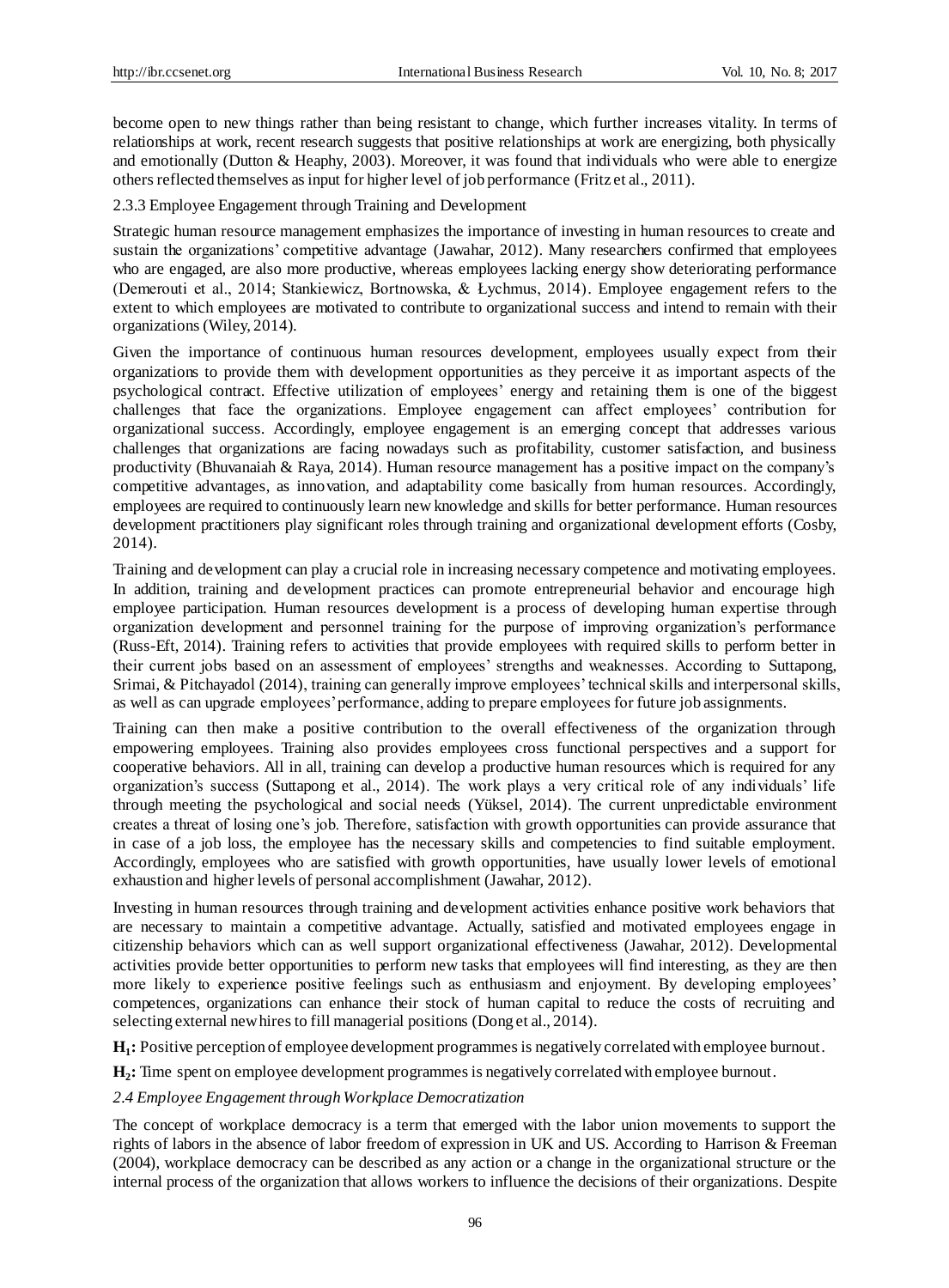become open to new things rather than being resistant to change, which further increases vitality. In terms of relationships at work, recent research suggests that positive relationships at work are energizing, both physically and emotionally (Dutton & Heaphy, 2003). Moreover, it was found that individuals who were able to energize others reflected themselves as input for higher level of job performance (Fritz et al., 2011).

### 2.3.3 Employee Engagement through Training and Development

Strategic human resource management emphasizes the importance of investing in human resources to create and sustain the organizations' competitive advantage (Jawahar, 2012). Many researchers confirmed that employees who are engaged, are also more productive, whereas employees lacking energy show deteriorating performance (Demerouti et al., 2014; Stankiewicz, Bortnowska, & Łychmus, 2014). Employee engagement refers to the extent to which employees are motivated to contribute to organizational success and intend to remain with their organizations (Wiley, 2014).

Given the importance of continuous human resources development, employees usually expect from their organizations to provide them with development opportunities as they perceive it as important aspects of the psychological contract. Effective utilization of employees' energy and retaining them is one of the biggest challenges that face the organizations. Employee engagement can affect employees' contribution for organizational success. Accordingly, employee engagement is an emerging concept that addresses various challenges that organizations are facing nowadays such as profitability, customer satisfaction, and business productivity (Bhuvanaiah & Raya, 2014). Human resource management has a positive impact on the company's competitive advantages, as innovation, and adaptability come basically from human resources. Accordingly, employees are required to continuously learn new knowledge and skills for better performance. Human resources development practitioners play significant roles through training and organizational development efforts (Cosby, 2014).

Training and development can play a crucial role in increasing necessary competence and motivating employees. In addition, training and development practices can promote entrepreneurial behavior and encourage high employee participation. Human resources development is a process of developing human expertise through organization development and personnel training for the purpose of improving organization's performance (Russ-Eft, 2014). Training refers to activities that provide employees with required skills to perform better in their current jobs based on an assessment of employees' strengths and weaknesses. According to Suttapong, Srimai, & Pitchayadol (2014), training can generally improve employees' technical skills and interpersonal skills, as well as can upgrade employees' performance, adding to prepare employees for future job assignments.

Training can then make a positive contribution to the overall effectiveness of the organization through empowering employees. Training also provides employees cross functional perspectives and a support for cooperative behaviors. All in all, training can develop a productive human resources which is required for any organization's success (Suttapong et al., 2014). The work plays a very critical role of any individuals' life through meeting the psychological and social needs (Yüksel, 2014). The current unpredictable environment creates a threat of losing one's job. Therefore, satisfaction with growth opportunities can provide assurance that in case of a job loss, the employee has the necessary skills and competencies to find suitable employment. Accordingly, employees who are satisfied with growth opportunities, have usually lower levels of emotional exhaustion and higher levels of personal accomplishment (Jawahar, 2012).

Investing in human resources through training and development activities enhance positive work behaviors that are necessary to maintain a competitive advantage. Actually, satisfied and motivated employees engage in citizenship behaviors which can as well support organizational effectiveness (Jawahar, 2012). Developmental activities provide better opportunities to perform new tasks that employees will find interesting, as they are then more likely to experience positive feelings such as enthusiasm and enjoyment. By developing employees' competences, organizations can enhance their stock of human capital to reduce the costs of recruiting and selecting external new hires to fill managerial positions (Dong et al., 2014).

**$H_1$:** Positive perception of employee development programmes is negatively correlated with employee burnout.

**$H_2$:** Time spent on employee development programmes is negatively correlated with employee burnout.

## *2.4 Employee Engagement through Workplace Democratization*

The concept of workplace democracy is a term that emerged with the labor union movements to support the rights of labors in the absence of labor freedom of expression in UK and US. According to Harrison & Freeman (2004), workplace democracy can be described as any action or a change in the organizational structure or the internal process of the organization that allows workers to influence the decisions of their organizations. Despite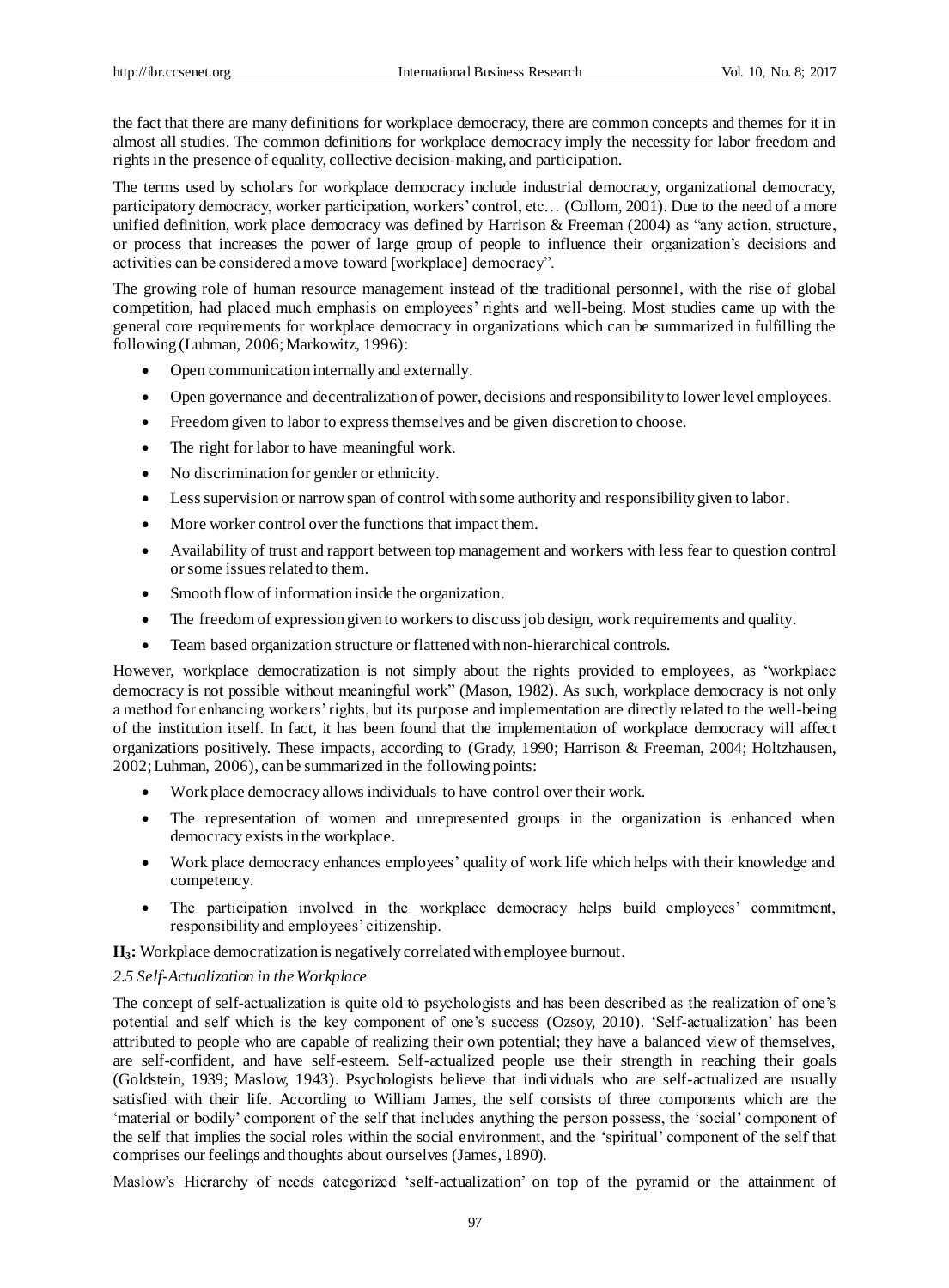the fact that there are many definitions for workplace democracy, there are common concepts and themes for it in almost all studies. The common definitions for workplace democracy imply the necessity for labor freedom and rights in the presence of equality, collective decision-making, and participation.

The terms used by scholars for workplace democracy include industrial democracy, organizational democracy, participatory democracy, worker participation, workers' control, etc… (Collom, 2001). Due to the need of a more unified definition, work place democracy was defined by Harrison & Freeman (2004) as "any action, structure, or process that increases the power of large group of people to influence their organization's decisions and activities can be considered a move toward [workplace] democracy".

The growing role of human resource management instead of the traditional personnel, with the rise of global competition, had placed much emphasis on employees' rights and well-being. Most studies came up with the general core requirements for workplace democracy in organizations which can be summarized in fulfilling the following (Luhman, 2006; Markowitz, 1996):

- Open communication internally and externally.
- Open governance and decentralization of power, decisions and responsibility to lower level employees.
- Freedom given to labor to express themselves and be given discretion to choose.
- The right for labor to have meaningful work.
- No discrimination for gender or ethnicity.
- Less supervision or narrow span of control with some authority and responsibility given to labor.
- More worker control over the functions that impact them.
- Availability of trust and rapport between top management and workers with less fear to question control or some issues related to them.
- Smooth flow of information inside the organization.
- The freedom of expression given to workers to discuss job design, work requirements and quality.
- Team based organization structure or flattened with non-hierarchical controls.

However, workplace democratization is not simply about the rights provided to employees, as "workplace democracy is not possible without meaningful work" (Mason, 1982). As such, workplace democracy is not only a method for enhancing workers' rights, but its purpose and implementation are directly related to the well-being of the institution itself. In fact, it has been found that the implementation of workplace democracy will affect organizations positively. These impacts, according to (Grady, 1990; Harrison & Freeman, 2004; Holtzhausen, 2002; Luhman, 2006), can be summarized in the following points:

- Work place democracy allows individuals to have control over their work.
- The representation of women and unrepresented groups in the organization is enhanced when democracy exists in the workplace.
- Work place democracy enhances employees' quality of work life which helps with their knowledge and competency.
- The participation involved in the workplace democracy helps build employees' commitment, responsibility and employees' citizenship.

**$H_3$:** Workplace democratization is negatively correlated with employee burnout.

### *2.5 Self-Actualization in the Workplace*

The concept of self-actualization is quite old to psychologists and has been described as the realization of one's potential and self which is the key component of one's success (Ozsoy, 2010). 'Self-actualization' has been attributed to people who are capable of realizing their own potential; they have a balanced view of themselves, are self-confident, and have self-esteem. Self-actualized people use their strength in reaching their goals (Goldstein, 1939; Maslow, 1943). Psychologists believe that individuals who are self-actualized are usually satisfied with their life. According to William James, the self consists of three components which are the 'material or bodily' component of the self that includes anything the person possess, the 'social' component of the self that implies the social roles within the social environment, and the 'spiritual' component of the self that comprises our feelings and thoughts about ourselves (James, 1890).

Maslow's Hierarchy of needs categorized 'self-actualization' on top of the pyramid or the attainment of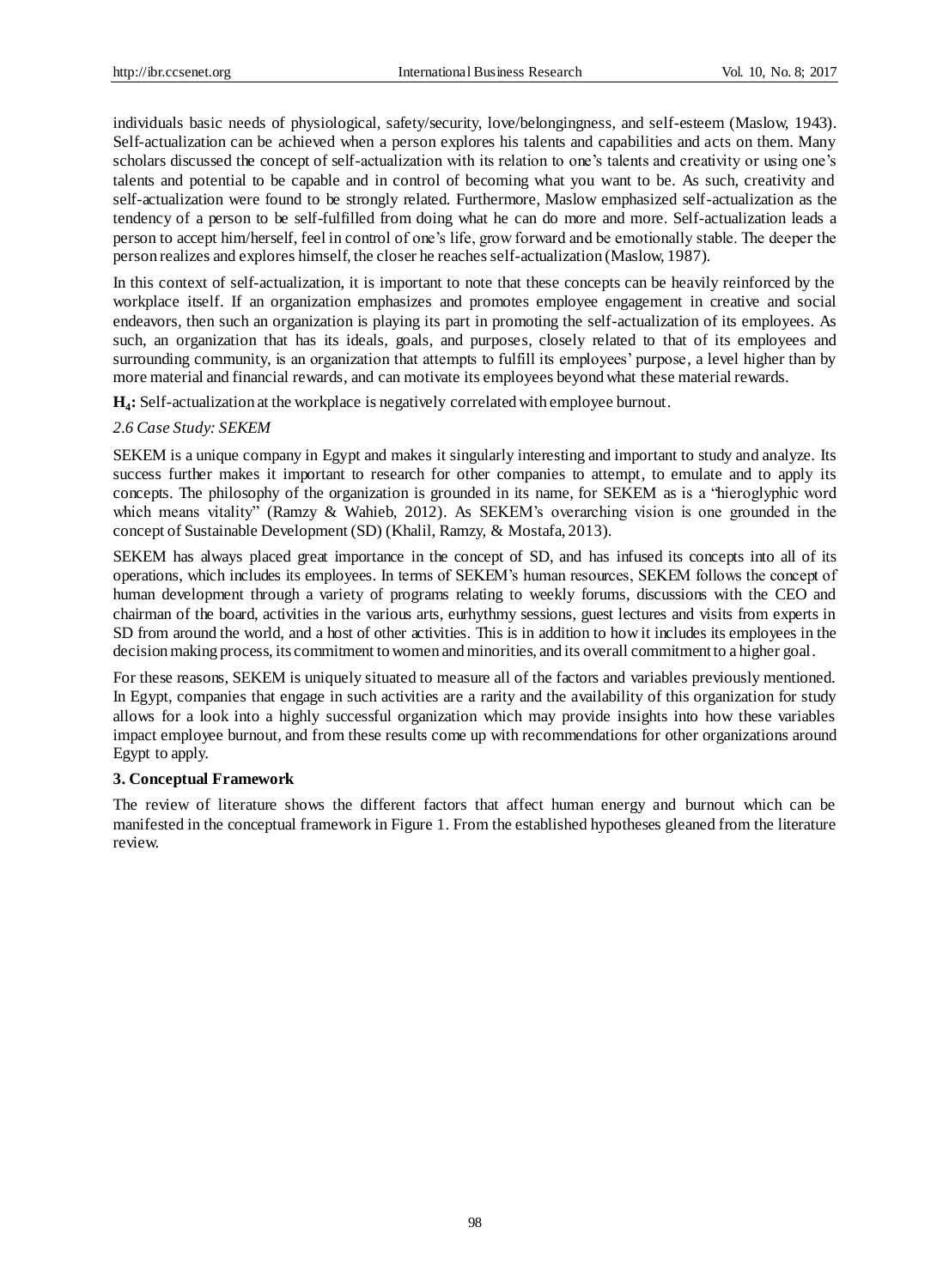individuals basic needs of physiological, safety/security, love/belongingness, and self-esteem (Maslow, 1943). Self-actualization can be achieved when a person explores his talents and capabilities and acts on them. Many scholars discussed the concept of self-actualization with its relation to one's talents and creativity or using one's talents and potential to be capable and in control of becoming what you want to be. As such, creativity and self-actualization were found to be strongly related. Furthermore, Maslow emphasized self-actualization as the tendency of a person to be self-fulfilled from doing what he can do more and more. Self-actualization leads a person to accept him/herself, feel in control of one's life, grow forward and be emotionally stable. The deeper the person realizes and explores himself, the closer he reaches self-actualization (Maslow, 1987).

In this context of self-actualization, it is important to note that these concepts can be heavily reinforced by the workplace itself. If an organization emphasizes and promotes employee engagement in creative and social endeavors, then such an organization is playing its part in promoting the self-actualization of its employees. As such, an organization that has its ideals, goals, and purposes, closely related to that of its employees and surrounding community, is an organization that attempts to fulfill its employees' purpose, a level higher than by more material and financial rewards, and can motivate its employees beyond what these material rewards.

**$H_4$:** Self-actualization at the workplace is negatively correlated with employee burnout.

### *2.6 Case Study: SEKEM*

SEKEM is a unique company in Egypt and makes it singularly interesting and important to study and analyze. Its success further makes it important to research for other companies to attempt, to emulate and to apply its concepts. The philosophy of the organization is grounded in its name, for SEKEM as is a "hieroglyphic word which means vitality" (Ramzy & Wahieb, 2012). As SEKEM's overarching vision is one grounded in the concept of Sustainable Development (SD) (Khalil, Ramzy, & Mostafa, 2013).

SEKEM has always placed great importance in the concept of SD, and has infused its concepts into all of its operations, which includes its employees. In terms of SEKEM's human resources, SEKEM follows the concept of human development through a variety of programs relating to weekly forums, discussions with the CEO and chairman of the board, activities in the various arts, eurhythmy sessions, guest lectures and visits from experts in SD from around the world, and a host of other activities. This is in addition to how it includes its employees in the decision making process, its commitment to women and minorities, and its overall commitment to a higher goal.

For these reasons, SEKEM is uniquely situated to measure all of the factors and variables previously mentioned. In Egypt, companies that engage in such activities are a rarity and the availability of this organization for study allows for a look into a highly successful organization which may provide insights into how these variables impact employee burnout, and from these results come up with recommendations for other organizations around Egypt to apply.

## **3. Conceptual Framework**

The review of literature shows the different factors that affect human energy and burnout which can be manifested in the conceptual framework in Figure 1. From the established hypotheses gleaned from the literature review.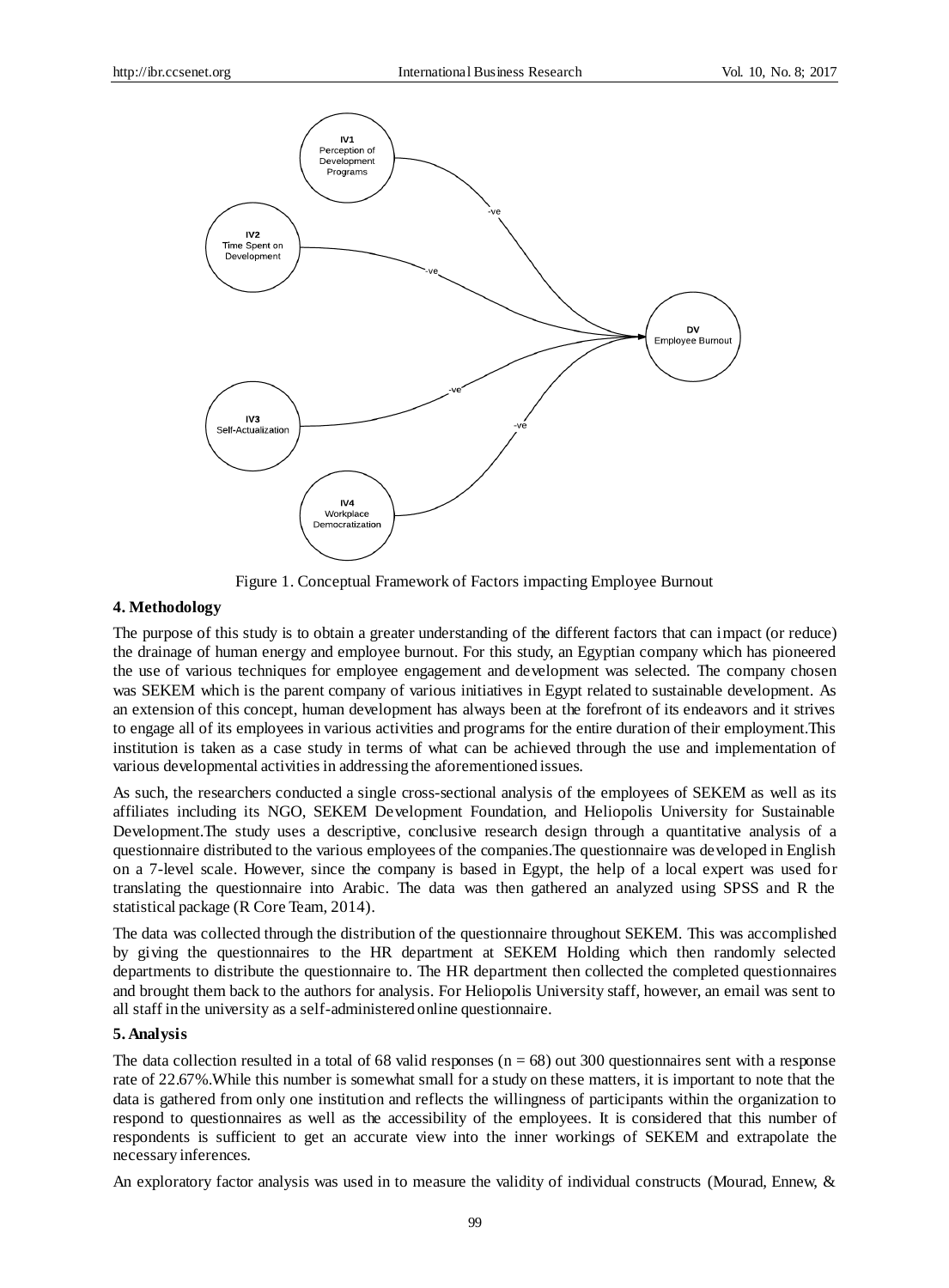IV1
Perception of Development Programs

IV2
Time Spent on Development

IV3
Self-Actualization

IV4
Workplace Democratization

DV
Employee Burnout

-ve

Figure 1. Conceptual Framework of Factors impacting Employee Burnout

## 4. Methodology

The purpose of this study is to obtain a greater understanding of the different factors that can impact (or reduce) the drainage of human energy and employee burnout. For this study, an Egyptian company which has pioneered the use of various techniques for employee engagement and development was selected. The company chosen was SEKEM which is the parent company of various initiatives in Egypt related to sustainable development. As an extension of this concept, human development has always been at the forefront of its endeavors and it strives to engage all of its employees in various activities and programs for the entire duration of their employment.This institution is taken as a case study in terms of what can be achieved through the use and implementation of various developmental activities in addressing the aforementioned issues.

As such, the researchers conducted a single cross-sectional analysis of the employees of SEKEM as well as its affiliates including its NGO, SEKEM Development Foundation, and Heliopolis University for Sustainable Development.The study uses a descriptive, conclusive research design through a quantitative analysis of a questionnaire distributed to the various employees of the companies.The questionnaire was developed in English on a 7-level scale. However, since the company is based in Egypt, the help of a local expert was used for translating the questionnaire into Arabic. The data was then gathered an analyzed using SPSS and R the statistical package (R Core Team, 2014).

The data was collected through the distribution of the questionnaire throughout SEKEM. This was accomplished by giving the questionnaires to the HR department at SEKEM Holding which then randomly selected departments to distribute the questionnaire to. The HR department then collected the completed questionnaires and brought them back to the authors for analysis. For Heliopolis University staff, however, an email was sent to all staff in the university as a self-administered online questionnaire.

## 5. Analysis

The data collection resulted in a total of 68 valid responses ($n = 68$) out 300 questionnaires sent with a response rate of 22.67%.While this number is somewhat small for a study on these matters, it is important to note that the data is gathered from only one institution and reflects the willingness of participants within the organization to respond to questionnaires as well as the accessibility of the employees. It is considered that this number of respondents is sufficient to get an accurate view into the inner workings of SEKEM and extrapolate the necessary inferences.

An exploratory factor analysis was used in to measure the validity of individual constructs (Mourad, Ennew, &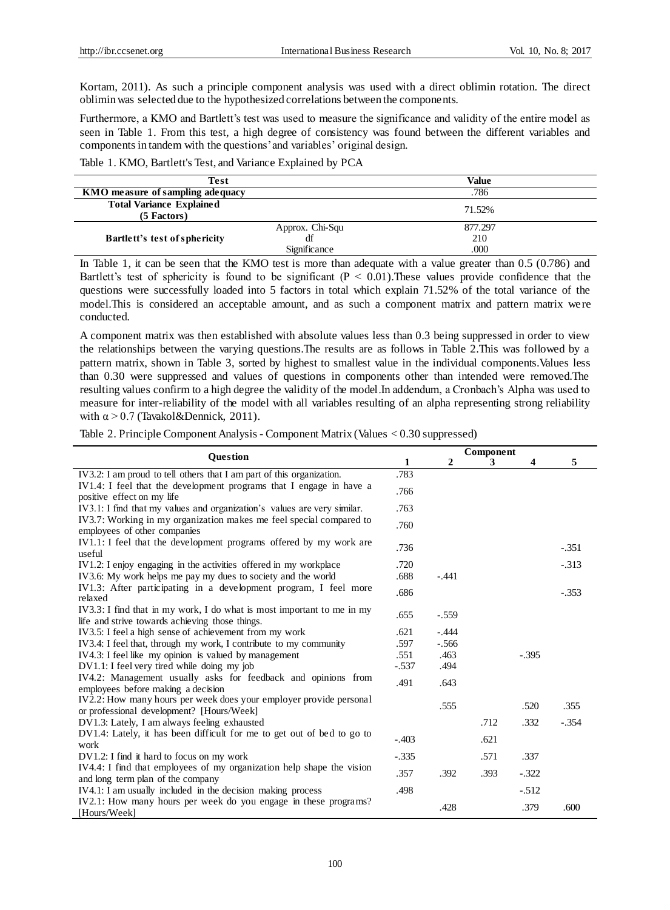Kortam, 2011). As such a principle component analysis was used with a direct oblimin rotation. The direct oblimin was selected due to the hypothesized correlations between the components.

Furthermore, a KMO and Bartlett's test was used to measure the significance and validity of the entire model as seen in Table 1. From this test, a high degree of consistency was found between the different variables and components in tandem with the questions' and variables' original design.

Table 1. KMO, Bartlett's Test, and Variance Explained by PCA

| Test | | Value |
|---|---|---|
| **KMO measure of sampling adequacy** | | .786 |
| **Total Variance Explained (5 Factors)** | | 71.52% |
| **Bartlett's test of sphericity** | Approx. Chi-Squ | 877.297 |
| | df | 210 |
| | Significance | .000 |

In Table 1, it can be seen that the KMO test is more than adequate with a value greater than 0.5 (0.786) and Bartlett's test of sphericity is found to be significant ($P < 0.01$).These values provide confidence that the questions were successfully loaded into 5 factors in total which explain 71.52% of the total variance of the model.This is considered an acceptable amount, and as such a component matrix and pattern matrix were conducted.

A component matrix was then established with absolute values less than 0.3 being suppressed in order to view the relationships between the varying questions.The results are as follows in Table 2.This was followed by a pattern matrix, shown in Table 3, sorted by highest to smallest value in the individual components.Values less than 0.30 were suppressed and values of questions in components other than intended were removed.The resulting values confirm to a high degree the validity of the model.In addendum, a Cronbach's Alpha was used to measure for inter-reliability of the model with all variables resulting of an alpha representing strong reliability with $\alpha > 0.7$ (Tavakol&Dennick, 2011).

Table 2. Principle Component Analysis - Component Matrix (Values < 0.30 suppressed)

| Question | Component 1 | 2 | 3 | 4 | 5 |
|---|---|---|---|---|---|
| IV3.2: I am proud to tell others that I am part of this organization. | .783 | | | | |
| IV1.4: I feel that the development programs that I engage in have a positive effect on my life | .766 | | | | |
| IV3.1: I find that my values and organization's values are very similar. | .763 | | | | |
| IV3.7: Working in my organization makes me feel special compared to employees of other companies | .760 | | | | |
| IV1.1: I feel that the development programs offered by my work are useful | .736 | | | | -.351 |
| IV1.2: I enjoy engaging in the activities offered in my workplace | .720 | | | | -.313 |
| IV3.6: My work helps me pay my dues to society and the world | .688 | -.441 | | | |
| IV1.3: After participating in a development program, I feel more relaxed | .686 | | | | -.353 |
| IV3.3: I find that in my work, I do what is most important to me in my life and strive towards achieving those things. | .655 | -.559 | | | |
| IV3.5: I feel a high sense of achievement from my work | .621 | -.444 | | | |
| IV3.4: I feel that, through my work, I contribute to my community | .597 | -.566 | | | |
| IV4.3: I feel like my opinion is valued by management | .551 | .463 | | -.395 | |
| DV1.1: I feel very tired while doing my job | -.537 | .494 | | | |
| IV4.2: Management usually asks for feedback and opinions from employees before making a decision | .491 | .643 | | | |
| IV2.2: How many hours per week does your employer provide personal or professional development? [Hours/Week] | | .555 | | .520 | .355 |
| DV1.3: Lately, I am always feeling exhausted | | | .712 | .332 | -.354 |
| DV1.4: Lately, it has been difficult for me to get out of bed to go to work | -.403 | | .621 | | |
| DV1.2: I find it hard to focus on my work | -.335 | | .571 | .337 | |
| IV4.4: I find that employees of my organization help shape the vision and long term plan of the company | .357 | .392 | .393 | -.322 | |
| IV4.1: I am usually included in the decision making process | .498 | | | -.512 | |
| IV2.1: How many hours per week do you engage in these programs? [Hours/Week] | | .428 | | .379 | .600 |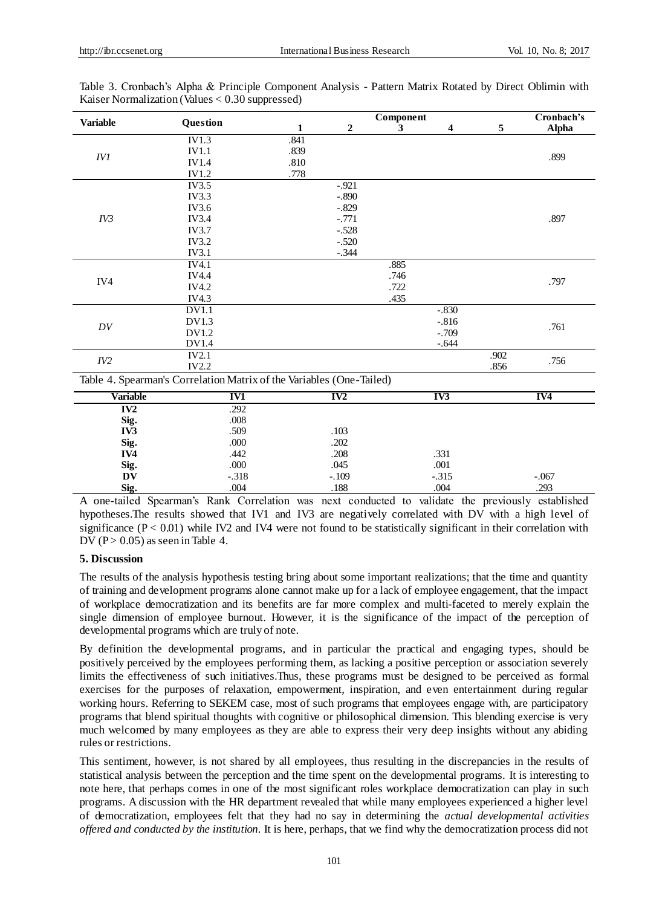Table 3. Cronbach's Alpha & Principle Component Analysis - Pattern Matrix Rotated by Direct Oblimin with Kaiser Normalization (Values < 0.30 suppressed)

| Variable | Question | Component 1 | 2 | 3 | 4 | 5 | Cronbach's Alpha |
|---|---|---|---|---|---|---|---|
| *IV1* | IV1.3 | .841 | | | | | .899 |
| | IV1.1 | .839 | | | | | |
| | IV1.4 | .810 | | | | | |
| | IV1.2 | .778 | | | | | |
| *IV3* | IV3.5 | | -.921 | | | | .897 |
| | IV3.3 | | -.890 | | | | |
| | IV3.6 | | -.829 | | | | |
| | IV3.4 | | -.771 | | | | |
| | IV3.7 | | -.528 | | | | |
| | IV3.2 | | -.520 | | | | |
| | IV3.1 | | -.344 | | | | |
| IV4 | IV4.1 | | | .885 | | | .797 |
| | IV4.4 | | | .746 | | | |
| | IV4.2 | | | .722 | | | |
| | IV4.3 | | | .435 | | | |
| *DV* | DV1.1 | | | | -.830 | | .761 |
| | DV1.3 | | | | -.816 | | |
| | DV1.2 | | | | -.709 | | |
| | DV1.4 | | | | -.644 | | |
| *IV2* | IV2.1 | | | | | .902 | .756 |
| | IV2.2 | | | | | .856 | |

Table 4. Spearman's Correlation Matrix of the Variables (One-Tailed)

| Variable | IV1 | IV2 | IV3 | IV4 |
|---|---|---|---|---|
| **IV2** | .292 | | | |
| **Sig.** | .008 | | | |
| **IV3** | .509 | .103 | | |
| **Sig.** | .000 | .202 | | |
| **IV4** | .442 | .208 | .331 | |
| **Sig.** | .000 | .045 | .001 | |
| **DV** | -.318 | -.109 | -.315 | -.067 |
| **Sig.** | .004 | .188 | .004 | .293 |

A one-tailed Spearman's Rank Correlation was next conducted to validate the previously established hypotheses.The results showed that IV1 and IV3 are negatively correlated with DV with a high level of significance ($P < 0.01$) while IV2 and IV4 were not found to be statistically significant in their correlation with DV ($P > 0.05$) as seen in Table 4.

## 5. Discussion

The results of the analysis hypothesis testing bring about some important realizations; that the time and quantity of training and development programs alone cannot make up for a lack of employee engagement, that the impact of workplace democratization and its benefits are far more complex and multi-faceted to merely explain the single dimension of employee burnout. However, it is the significance of the impact of the perception of developmental programs which are truly of note.

By definition the developmental programs, and in particular the practical and engaging types, should be positively perceived by the employees performing them, as lacking a positive perception or association severely limits the effectiveness of such initiatives.Thus, these programs must be designed to be perceived as formal exercises for the purposes of relaxation, empowerment, inspiration, and even entertainment during regular working hours. Referring to SEKEM case, most of such programs that employees engage with, are participatory programs that blend spiritual thoughts with cognitive or philosophical dimension. This blending exercise is very much welcomed by many employees as they are able to express their very deep insights without any abiding rules or restrictions.

This sentiment, however, is not shared by all employees, thus resulting in the discrepancies in the results of statistical analysis between the perception and the time spent on the developmental programs. It is interesting to note here, that perhaps comes in one of the most significant roles workplace democratization can play in such programs. A discussion with the HR department revealed that while many employees experienced a higher level of democratization, employees felt that they had no say in determining the *actual developmental activities offered and conducted by the institution*. It is here, perhaps, that we find why the democratization process did not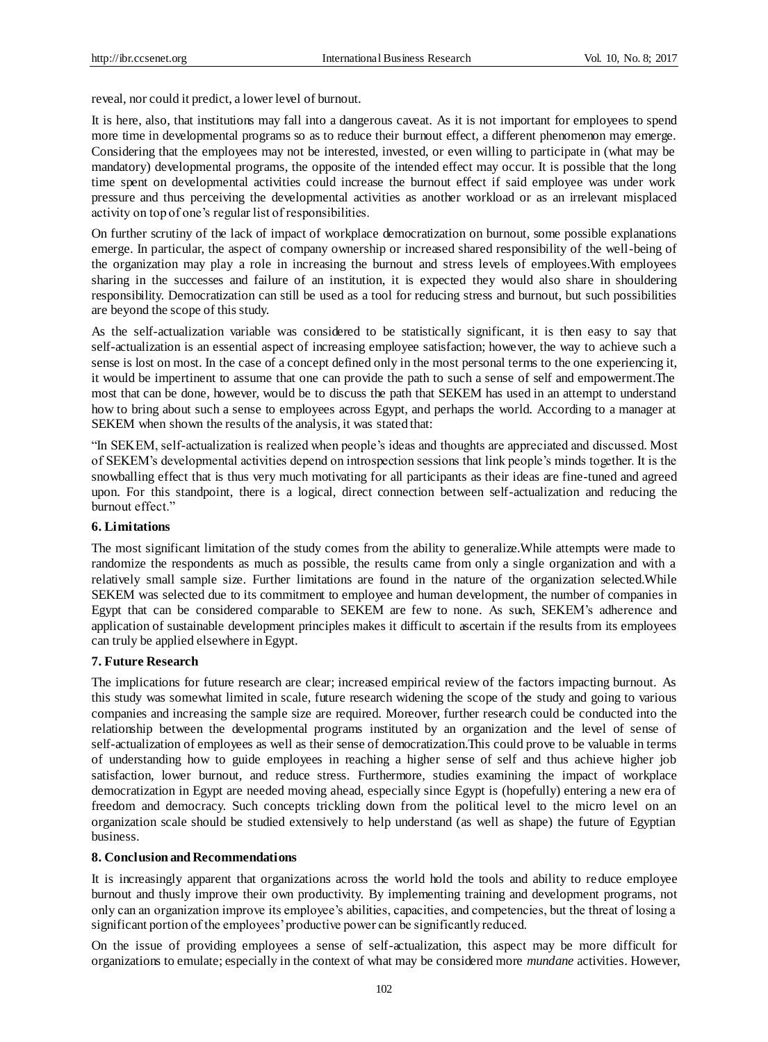reveal, nor could it predict, a lower level of burnout.

It is here, also, that institutions may fall into a dangerous caveat. As it is not important for employees to spend more time in developmental programs so as to reduce their burnout effect, a different phenomenon may emerge. Considering that the employees may not be interested, invested, or even willing to participate in (what may be mandatory) developmental programs, the opposite of the intended effect may occur. It is possible that the long time spent on developmental activities could increase the burnout effect if said employee was under work pressure and thus perceiving the developmental activities as another workload or as an irrelevant misplaced activity on top of one's regular list of responsibilities.

On further scrutiny of the lack of impact of workplace democratization on burnout, some possible explanations emerge. In particular, the aspect of company ownership or increased shared responsibility of the well-being of the organization may play a role in increasing the burnout and stress levels of employees.With employees sharing in the successes and failure of an institution, it is expected they would also share in shouldering responsibility. Democratization can still be used as a tool for reducing stress and burnout, but such possibilities are beyond the scope of this study.

As the self-actualization variable was considered to be statistically significant, it is then easy to say that self-actualization is an essential aspect of increasing employee satisfaction; however, the way to achieve such a sense is lost on most. In the case of a concept defined only in the most personal terms to the one experiencing it, it would be impertinent to assume that one can provide the path to such a sense of self and empowerment.The most that can be done, however, would be to discuss the path that SEKEM has used in an attempt to understand how to bring about such a sense to employees across Egypt, and perhaps the world. According to a manager at SEKEM when shown the results of the analysis, it was stated that:

"In SEKEM, self-actualization is realized when people's ideas and thoughts are appreciated and discussed. Most of SEKEM's developmental activities depend on introspection sessions that link people's minds together. It is the snowballing effect that is thus very much motivating for all participants as their ideas are fine-tuned and agreed upon. For this standpoint, there is a logical, direct connection between self-actualization and reducing the burnout effect."

## 6. Limitations

The most significant limitation of the study comes from the ability to generalize.While attempts were made to randomize the respondents as much as possible, the results came from only a single organization and with a relatively small sample size. Further limitations are found in the nature of the organization selected.While SEKEM was selected due to its commitment to employee and human development, the number of companies in Egypt that can be considered comparable to SEKEM are few to none. As such, SEKEM's adherence and application of sustainable development principles makes it difficult to ascertain if the results from its employees can truly be applied elsewhere in Egypt.

## 7. Future Research

The implications for future research are clear; increased empirical review of the factors impacting burnout. As this study was somewhat limited in scale, future research widening the scope of the study and going to various companies and increasing the sample size are required. Moreover, further research could be conducted into the relationship between the developmental programs instituted by an organization and the level of sense of self-actualization of employees as well as their sense of democratization.This could prove to be valuable in terms of understanding how to guide employees in reaching a higher sense of self and thus achieve higher job satisfaction, lower burnout, and reduce stress. Furthermore, studies examining the impact of workplace democratization in Egypt are needed moving ahead, especially since Egypt is (hopefully) entering a new era of freedom and democracy. Such concepts trickling down from the political level to the micro level on an organization scale should be studied extensively to help understand (as well as shape) the future of Egyptian business.

## 8. Conclusion and Recommendations

It is increasingly apparent that organizations across the world hold the tools and ability to reduce employee burnout and thusly improve their own productivity. By implementing training and development programs, not only can an organization improve its employee's abilities, capacities, and competencies, but the threat of losing a significant portion of the employees' productive power can be significantly reduced.

On the issue of providing employees a sense of self-actualization, this aspect may be more difficult for organizations to emulate; especially in the context of what may be considered more *mundane* activities. However,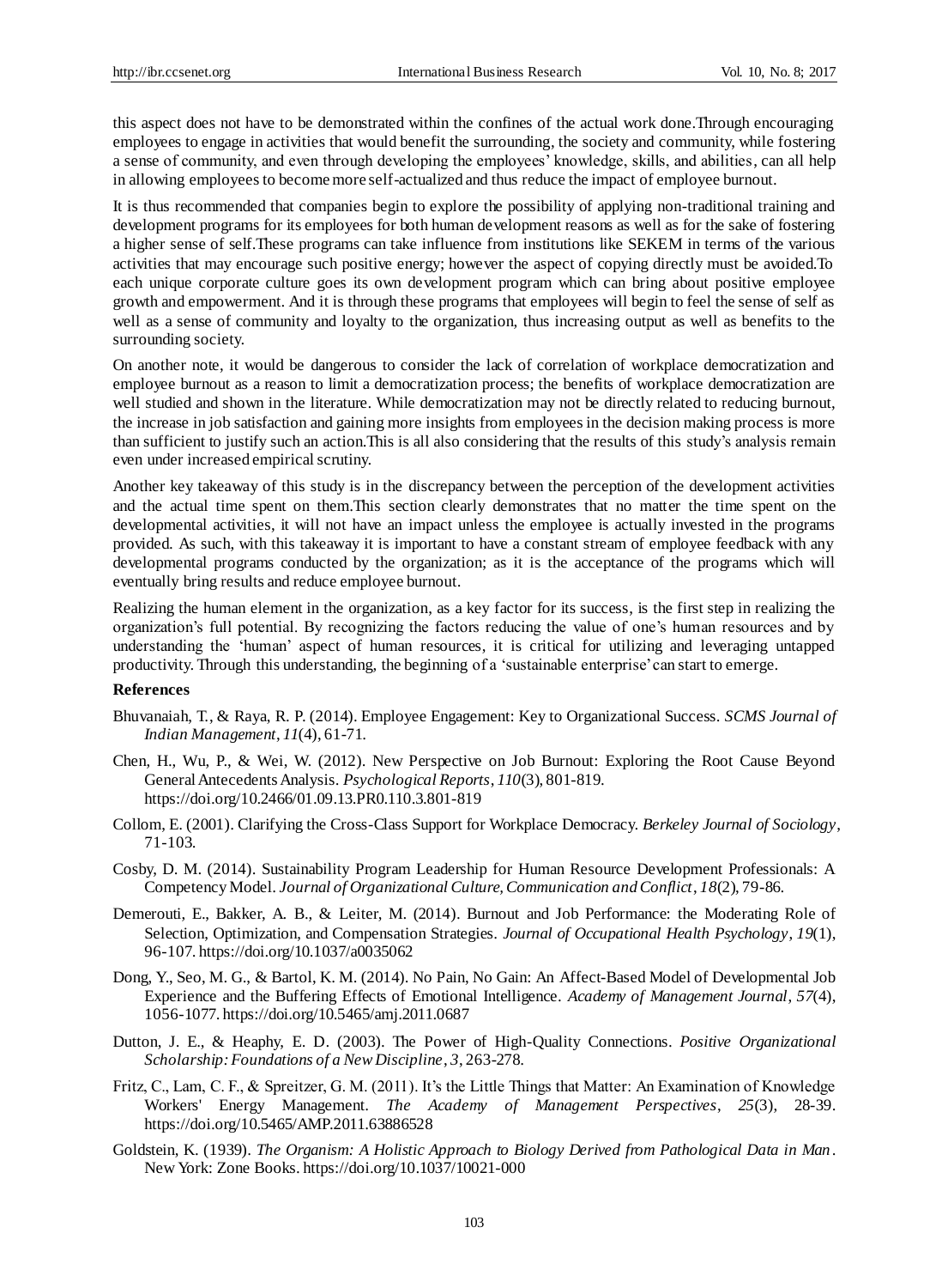this aspect does not have to be demonstrated within the confines of the actual work done.Through encouraging employees to engage in activities that would benefit the surrounding, the society and community, while fostering a sense of community, and even through developing the employees' knowledge, skills, and abilities, can all help in allowing employees to become more self-actualized and thus reduce the impact of employee burnout.

It is thus recommended that companies begin to explore the possibility of applying non-traditional training and development programs for its employees for both human development reasons as well as for the sake of fostering a higher sense of self.These programs can take influence from institutions like SEKEM in terms of the various activities that may encourage such positive energy; however the aspect of copying directly must be avoided.To each unique corporate culture goes its own development program which can bring about positive employee growth and empowerment. And it is through these programs that employees will begin to feel the sense of self as well as a sense of community and loyalty to the organization, thus increasing output as well as benefits to the surrounding society.

On another note, it would be dangerous to consider the lack of correlation of workplace democratization and employee burnout as a reason to limit a democratization process; the benefits of workplace democratization are well studied and shown in the literature. While democratization may not be directly related to reducing burnout, the increase in job satisfaction and gaining more insights from employees in the decision making process is more than sufficient to justify such an action.This is all also considering that the results of this study's analysis remain even under increased empirical scrutiny.

Another key takeaway of this study is in the discrepancy between the perception of the development activities and the actual time spent on them.This section clearly demonstrates that no matter the time spent on the developmental activities, it will not have an impact unless the employee is actually invested in the programs provided. As such, with this takeaway it is important to have a constant stream of employee feedback with any developmental programs conducted by the organization; as it is the acceptance of the programs which will eventually bring results and reduce employee burnout.

Realizing the human element in the organization, as a key factor for its success, is the first step in realizing the organization's full potential. By recognizing the factors reducing the value of one's human resources and by understanding the 'human' aspect of human resources, it is critical for utilizing and leveraging untapped productivity. Through this understanding, the beginning of a 'sustainable enterprise' can start to emerge.

## References

Bhuvanaiah, T., & Raya, R. P. (2014). Employee Engagement: Key to Organizational Success. *SCMS Journal of Indian Management*, *11*(4), 61-71.

Chen, H., Wu, P., & Wei, W. (2012). New Perspective on Job Burnout: Exploring the Root Cause Beyond General Antecedents Analysis. *Psychological Reports*, *110*(3), 801-819. https://doi.org/10.2466/01.09.13.PR0.110.3.801-819

Collom, E. (2001). Clarifying the Cross-Class Support for Workplace Democracy. *Berkeley Journal of Sociology*, 71-103.

Cosby, D. M. (2014). Sustainability Program Leadership for Human Resource Development Professionals: A Competency Model. *Journal of Organizational Culture, Communication and Conflict*, *18*(2), 79-86.

Demerouti, E., Bakker, A. B., & Leiter, M. (2014). Burnout and Job Performance: the Moderating Role of Selection, Optimization, and Compensation Strategies. *Journal of Occupational Health Psychology*, *19*(1), 96-107. https://doi.org/10.1037/a0035062

Dong, Y., Seo, M. G., & Bartol, K. M. (2014). No Pain, No Gain: An Affect-Based Model of Developmental Job Experience and the Buffering Effects of Emotional Intelligence. *Academy of Management Journal*, *57*(4), 1056-1077. https://doi.org/10.5465/amj.2011.0687

Dutton, J. E., & Heaphy, E. D. (2003). The Power of High-Quality Connections. *Positive Organizational Scholarship: Foundations of a New Discipline*, *3*, 263-278.

Fritz, C., Lam, C. F., & Spreitzer, G. M. (2011). It's the Little Things that Matter: An Examination of Knowledge Workers' Energy Management. *The Academy of Management Perspectives*, *25*(3), 28-39. https://doi.org/10.5465/AMP.2011.63886528

Goldstein, K. (1939). *The Organism: A Holistic Approach to Biology Derived from Pathological Data in Man*. New York: Zone Books. https://doi.org/10.1037/10021-000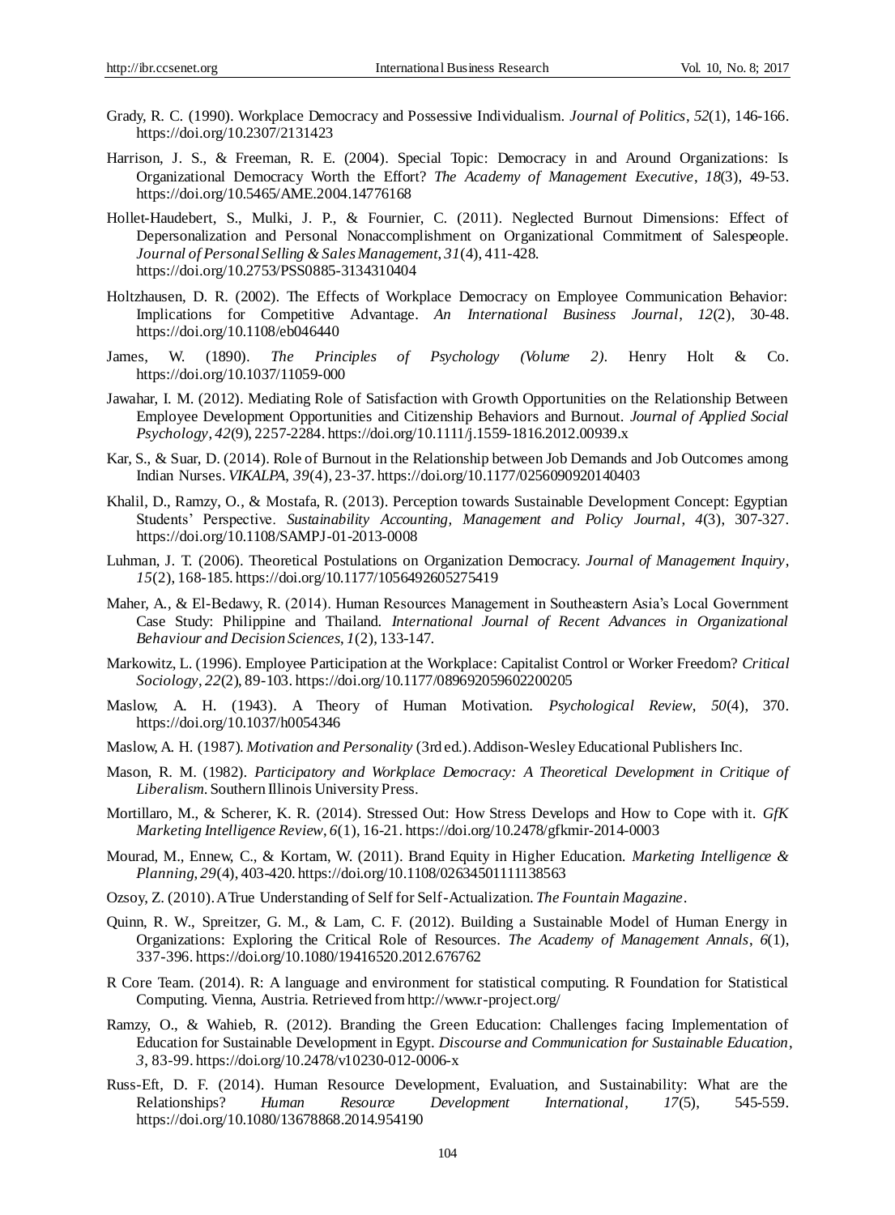Grady, R. C. (1990). Workplace Democracy and Possessive Individualism. *Journal of Politics*, *52*(1), 146-166. https://doi.org/10.2307/2131423

Harrison, J. S., & Freeman, R. E. (2004). Special Topic: Democracy in and Around Organizations: Is Organizational Democracy Worth the Effort? *The Academy of Management Executive*, *18*(3), 49-53. https://doi.org/10.5465/AME.2004.14776168

Hollet-Haudebert, S., Mulki, J. P., & Fournier, C. (2011). Neglected Burnout Dimensions: Effect of Depersonalization and Personal Nonaccomplishment on Organizational Commitment of Salespeople. *Journal of Personal Selling & Sales Management*, *31*(4), 411-428. https://doi.org/10.2753/PSS0885-3134310404

Holtzhausen, D. R. (2002). The Effects of Workplace Democracy on Employee Communication Behavior: Implications for Competitive Advantage. *An International Business Journal*, *12*(2), 30-48. https://doi.org/10.1108/eb046440

James, W. (1890). *The Principles of Psychology (Volume 2)*. Henry Holt & Co. https://doi.org/10.1037/11059-000

Jawahar, I. M. (2012). Mediating Role of Satisfaction with Growth Opportunities on the Relationship Between Employee Development Opportunities and Citizenship Behaviors and Burnout. *Journal of Applied Social Psychology*, *42*(9), 2257-2284. https://doi.org/10.1111/j.1559-1816.2012.00939.x

Kar, S., & Suar, D. (2014). Role of Burnout in the Relationship between Job Demands and Job Outcomes among Indian Nurses. *VIKALPA*, *39*(4), 23-37. https://doi.org/10.1177/0256090920140403

Khalil, D., Ramzy, O., & Mostafa, R. (2013). Perception towards Sustainable Development Concept: Egyptian Students' Perspective. *Sustainability Accounting, Management and Policy Journal*, *4*(3), 307-327. https://doi.org/10.1108/SAMPJ-01-2013-0008

Luhman, J. T. (2006). Theoretical Postulations on Organization Democracy. *Journal of Management Inquiry*, *15*(2), 168-185. https://doi.org/10.1177/1056492605275419

Maher, A., & El-Bedawy, R. (2014). Human Resources Management in Southeastern Asia's Local Government Case Study: Philippine and Thailand. *International Journal of Recent Advances in Organizational Behaviour and Decision Sciences*, *1*(2), 133-147.

Markowitz, L. (1996). Employee Participation at the Workplace: Capitalist Control or Worker Freedom? *Critical Sociology*, *22*(2), 89-103. https://doi.org/10.1177/089692059602200205

Maslow, A. H. (1943). A Theory of Human Motivation. *Psychological Review*, *50*(4), 370. https://doi.org/10.1037/h0054346

Maslow, A. H. (1987). *Motivation and Personality* (3rd ed.). Addison-Wesley Educational Publishers Inc.

Mason, R. M. (1982). *Participatory and Workplace Democracy: A Theoretical Development in Critique of Liberalism*. Southern Illinois University Press.

Mortillaro, M., & Scherer, K. R. (2014). Stressed Out: How Stress Develops and How to Cope with it. *GfK Marketing Intelligence Review*, *6*(1), 16-21. https://doi.org/10.2478/gfkmir-2014-0003

Mourad, M., Ennew, C., & Kortam, W. (2011). Brand Equity in Higher Education. *Marketing Intelligence & Planning*, *29*(4), 403-420. https://doi.org/10.1108/02634501111138563

Ozsoy, Z. (2010). A True Understanding of Self for Self-Actualization. *The Fountain Magazine*.

Quinn, R. W., Spreitzer, G. M., & Lam, C. F. (2012). Building a Sustainable Model of Human Energy in Organizations: Exploring the Critical Role of Resources. *The Academy of Management Annals*, *6*(1), 337-396. https://doi.org/10.1080/19416520.2012.676762

R Core Team. (2014). R: A language and environment for statistical computing. R Foundation for Statistical Computing. Vienna, Austria. Retrieved from http://www.r-project.org/

Ramzy, O., & Wahieb, R. (2012). Branding the Green Education: Challenges facing Implementation of Education for Sustainable Development in Egypt. *Discourse and Communication for Sustainable Education*, *3*, 83-99. https://doi.org/10.2478/v10230-012-0006-x

Russ-Eft, D. F. (2014). Human Resource Development, Evaluation, and Sustainability: What are the Relationships? *Human Resource Development International*, *17*(5), 545-559. https://doi.org/10.1080/13678868.2014.954190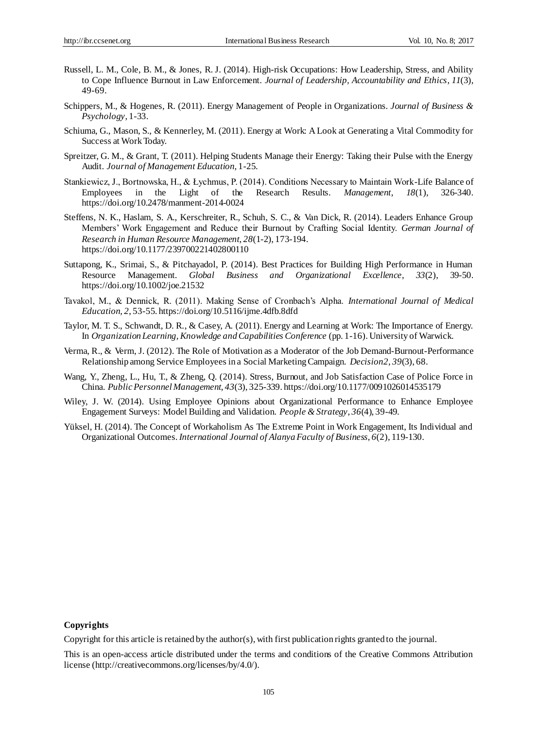Russell, L. M., Cole, B. M., & Jones, R. J. (2014). High-risk Occupations: How Leadership, Stress, and Ability to Cope Influence Burnout in Law Enforcement. *Journal of Leadership, Accountability and Ethics*, *11*(3), 49-69.

Schippers, M., & Hogenes, R. (2011). Energy Management of People in Organizations. *Journal of Business & Psychology*, 1-33.

Schiuma, G., Mason, S., & Kennerley, M. (2011). Energy at Work: A Look at Generating a Vital Commodity for Success at Work Today.

Spreitzer, G. M., & Grant, T. (2011). Helping Students Manage their Energy: Taking their Pulse with the Energy Audit. *Journal of Management Education*, 1-25.

Stankiewicz, J., Bortnowska, H., & Łychmus, P. (2014). Conditions Necessary to Maintain Work-Life Balance of Employees in the Light of the Research Results. *Management*, *18*(1), 326-340. https://doi.org/10.2478/manment-2014-0024

Steffens, N. K., Haslam, S. A., Kerschreiter, R., Schuh, S. C., & Van Dick, R. (2014). Leaders Enhance Group Members' Work Engagement and Reduce their Burnout by Crafting Social Identity. *German Journal of Research in Human Resource Management*, *28*(1-2), 173-194. https://doi.org/10.1177/239700221402800110

Suttapong, K., Srimai, S., & Pitchayadol, P. (2014). Best Practices for Building High Performance in Human Resource Management. *Global Business and Organizational Excellence*, *33*(2), 39-50. https://doi.org/10.1002/joe.21532

Tavakol, M., & Dennick, R. (2011). Making Sense of Cronbach's Alpha. *International Journal of Medical Education*, *2*, 53-55. https://doi.org/10.5116/ijme.4dfb.8dfd

Taylor, M. T. S., Schwandt, D. R., & Casey, A. (2011). Energy and Learning at Work: The Importance of Energy. In *Organization Learning, Knowledge and Capabilities Conference* (pp. 1-16). University of Warwick.

Verma, R., & Verm, J. (2012). The Role of Motivation as a Moderator of the Job Demand-Burnout-Performance Relationship among Service Employees in a Social Marketing Campaign. *Decision2*, *39*(3), 68.

Wang, Y., Zheng, L., Hu, T., & Zheng, Q. (2014). Stress, Burnout, and Job Satisfaction Case of Police Force in China. *Public Personnel Management*, *43*(3), 325-339. https://doi.org/10.1177/0091026014535179

Wiley, J. W. (2014). Using Employee Opinions about Organizational Performance to Enhance Employee Engagement Surveys: Model Building and Validation. *People & Strategy*, *36*(4), 39-49.

Yüksel, H. (2014). The Concept of Workaholism As The Extreme Point in Work Engagement, Its Individual and Organizational Outcomes. *International Journal of Alanya Faculty of Business*, *6*(2), 119-130.

**Copyrights**

Copyright for this article is retained by the author(s), with first publication rights granted to the journal.

This is an open-access article distributed under the terms and conditions of the Creative Commons Attribution license (http://creativecommons.org/licenses/by/4.0/).